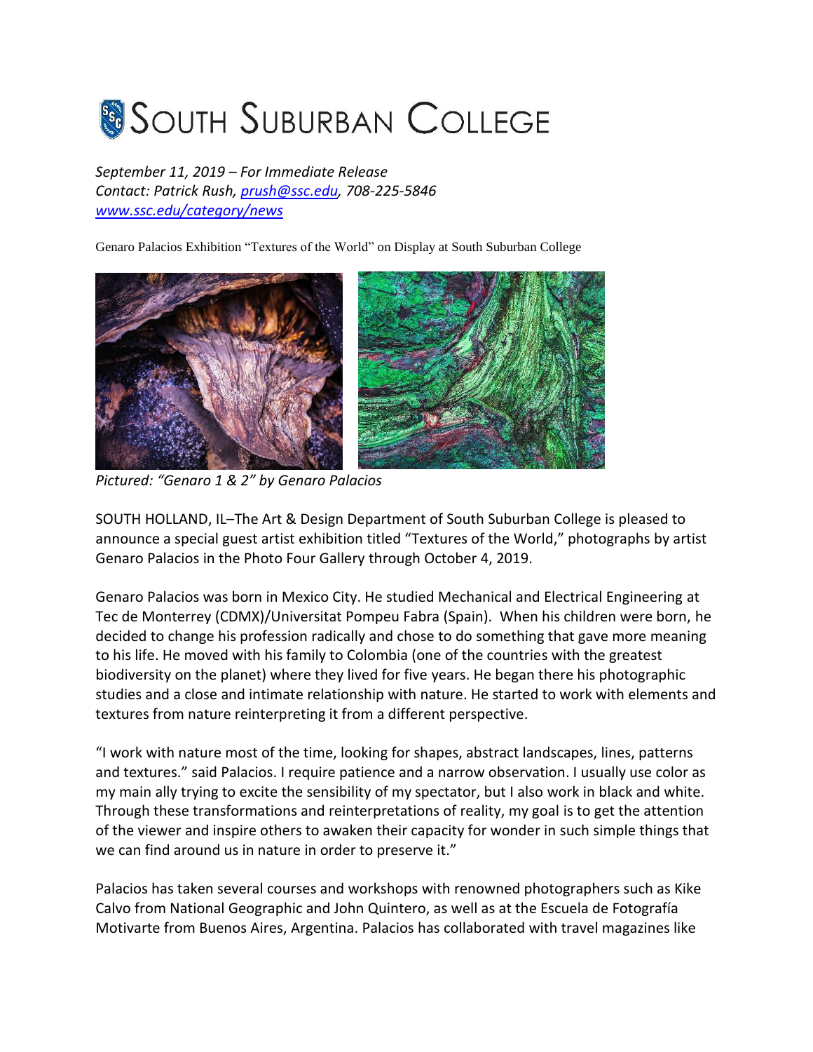# SOUTH SUBURBAN COLLEGE

*September 11, 2019 – For Immediate Release*
*Contact: Patrick Rush, [prush@ssc.edu](mailto:prush@ssc.edu), 708-225-5846*
*[www.ssc.edu/category/news](http://www.ssc.edu/category/news)*

Genaro Palacios Exhibition "Textures of the World" on Display at South Suburban College

*Pictured: "Genaro 1 & 2" by Genaro Palacios*

SOUTH HOLLAND, IL–The Art & Design Department of South Suburban College is pleased to announce a special guest artist exhibition titled "Textures of the World," photographs by artist Genaro Palacios in the Photo Four Gallery through October 4, 2019.

Genaro Palacios was born in Mexico City. He studied Mechanical and Electrical Engineering at Tec de Monterrey (CDMX)/Universitat Pompeu Fabra (Spain). When his children were born, he decided to change his profession radically and chose to do something that gave more meaning to his life. He moved with his family to Colombia (one of the countries with the greatest biodiversity on the planet) where they lived for five years. He began there his photographic studies and a close and intimate relationship with nature. He started to work with elements and textures from nature reinterpreting it from a different perspective.

"I work with nature most of the time, looking for shapes, abstract landscapes, lines, patterns and textures." said Palacios. I require patience and a narrow observation. I usually use color as my main ally trying to excite the sensibility of my spectator, but I also work in black and white. Through these transformations and reinterpretations of reality, my goal is to get the attention of the viewer and inspire others to awaken their capacity for wonder in such simple things that we can find around us in nature in order to preserve it."

Palacios has taken several courses and workshops with renowned photographers such as Kike Calvo from National Geographic and John Quintero, as well as at the Escuela de Fotografía Motivarte from Buenos Aires, Argentina. Palacios has collaborated with travel magazines like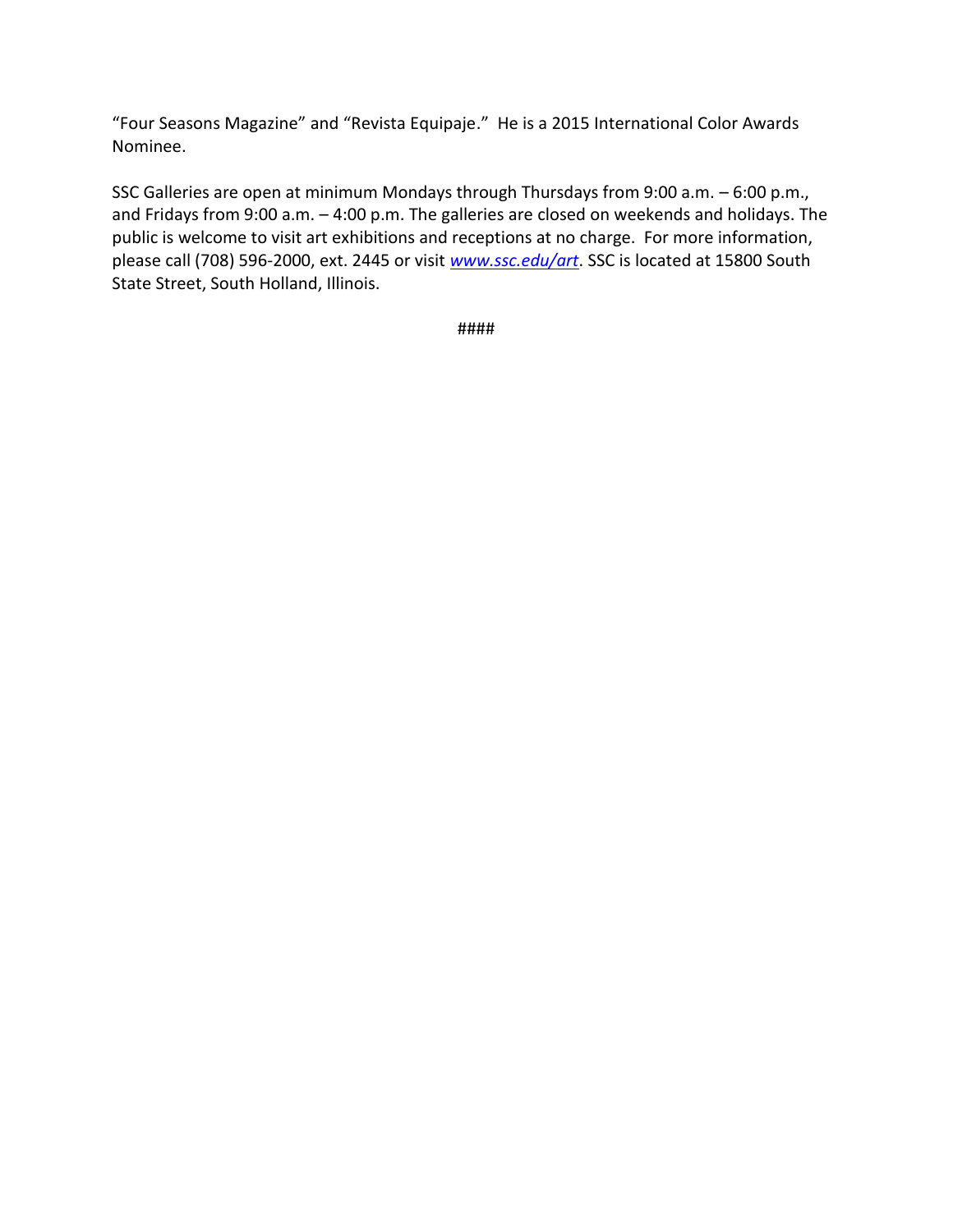"Four Seasons Magazine" and "Revista Equipaje." He is a 2015 International Color Awards Nominee.

SSC Galleries are open at minimum Mondays through Thursdays from 9:00 a.m. – 6:00 p.m., and Fridays from 9:00 a.m. – 4:00 p.m. The galleries are closed on weekends and holidays. The public is welcome to visit art exhibitions and receptions at no charge. For more information, please call (708) 596-2000, ext. 2445 or visit *www.ssc.edu/art*. SSC is located at 15800 South State Street, South Holland, Illinois.

####